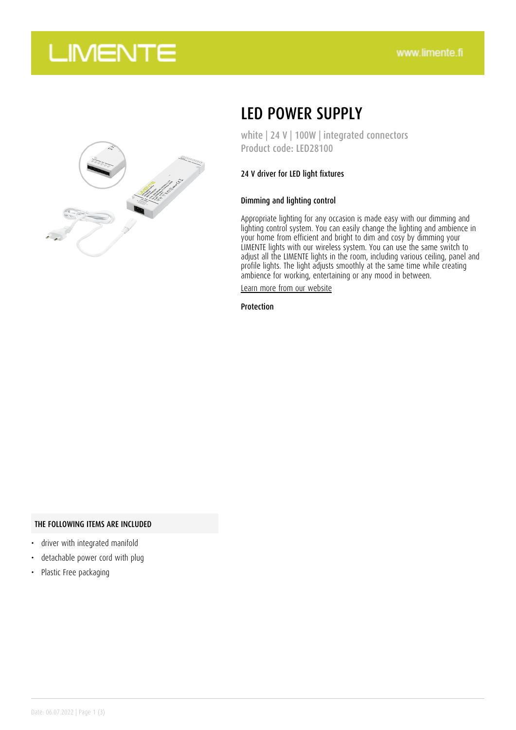# LED POWER SUPPLY

white | 24 V | 100W | integrated connectors
Product code: LED28100

24 V driver for LED light fixtures

### Dimming and lighting control

Appropriate lighting for any occasion is made easy with our dimming and lighting control system. You can easily change the lighting and ambience in your home from efficient and bright to dim and cosy by dimming your LIMENTE lights with our wireless system. You can use the same switch to adjust all the LIMENTE lights in the room, including various ceiling, panel and profile lights. The light adjusts smoothly at the same time while creating ambience for working, entertaining or any mood in between.

Learn more from our website

### Protection

### THE FOLLOWING ITEMS ARE INCLUDED

- driver with integrated manifold
- detachable power cord with plug
- Plastic Free packaging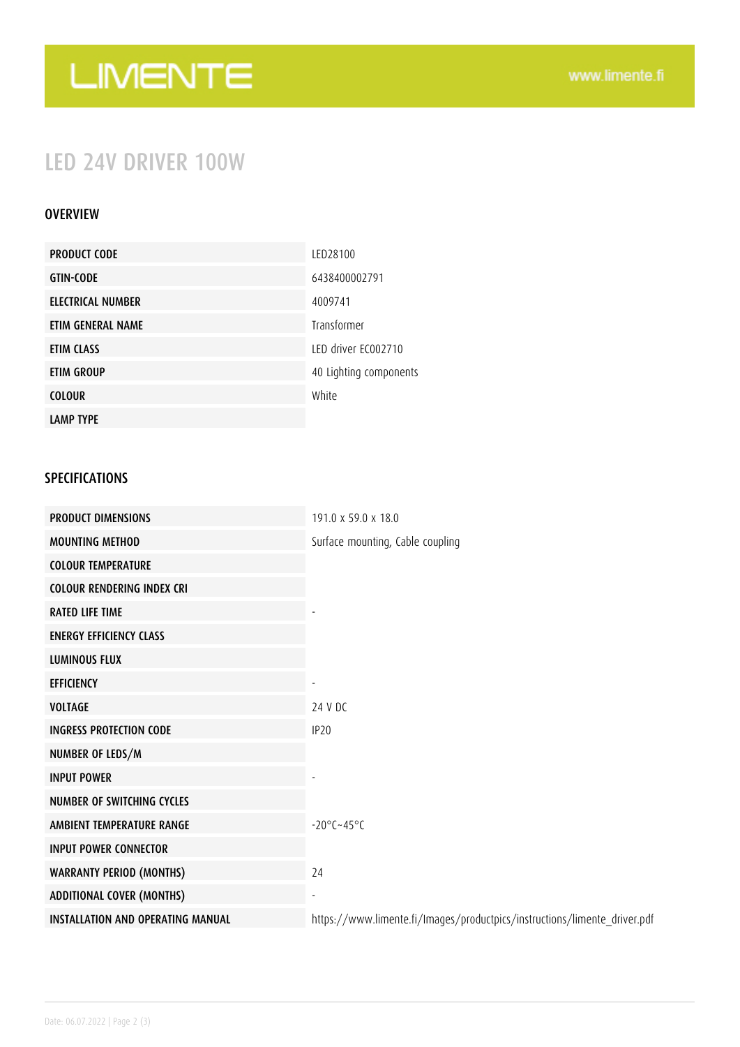# LIMENTE

www.limente.fi

## LED 24V DRIVER 100W

### OVERVIEW

| | |
|---|---|
| PRODUCT CODE | LED28100 |
| GTIN-CODE | 6438400002791 |
| ELECTRICAL NUMBER | 4009741 |
| ETIM GENERAL NAME | Transformer |
| ETIM CLASS | LED driver EC002710 |
| ETIM GROUP | 40 Lighting components |
| COLOUR | White |
| LAMP TYPE | |

### SPECIFICATIONS

| | |
|---|---|
| PRODUCT DIMENSIONS | 191.0 x 59.0 x 18.0 |
| MOUNTING METHOD | Surface mounting, Cable coupling |
| COLOUR TEMPERATURE | |
| COLOUR RENDERING INDEX CRI | |
| RATED LIFE TIME | - |
| ENERGY EFFICIENCY CLASS | |
| LUMINOUS FLUX | |
| EFFICIENCY | - |
| VOLTAGE | 24 V DC |
| INGRESS PROTECTION CODE | IP20 |
| NUMBER OF LEDS/M | |
| INPUT POWER | - |
| NUMBER OF SWITCHING CYCLES | |
| AMBIENT TEMPERATURE RANGE | -20°C~45°C |
| INPUT POWER CONNECTOR | |
| WARRANTY PERIOD (MONTHS) | 24 |
| ADDITIONAL COVER (MONTHS) | - |
| INSTALLATION AND OPERATING MANUAL | https://www.limente.fi/Images/productpics/instructions/limente_driver.pdf |

Date: 06.07.2022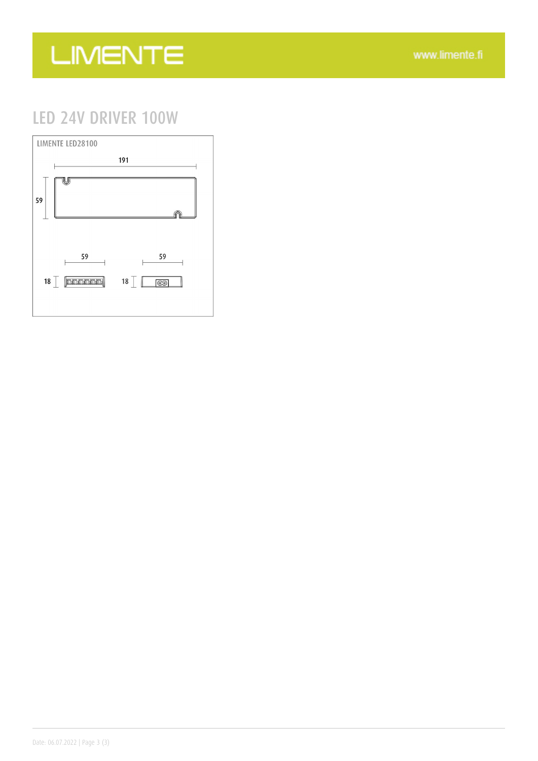# LED 24V DRIVER 100W

LIMENTE LED28100

191

59

59

59

18

18